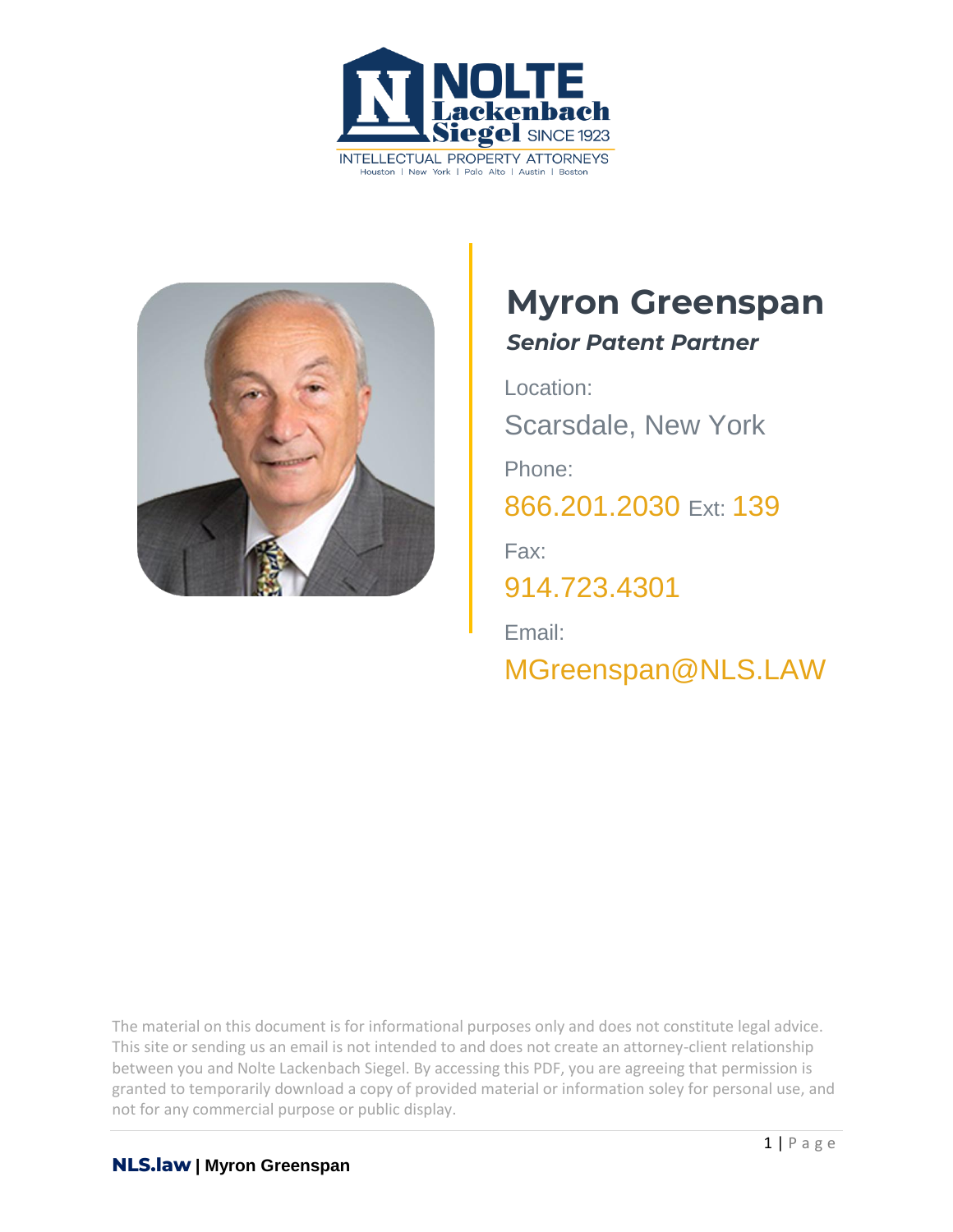NOLTE Lackenbach Siegel SINCE 1923

INTELLECTUAL PROPERTY ATTORNEYS

Houston | New York | Polo Alto | Austin | Boston

# Myron Greenspan

***Senior Patent Partner***

Location:

Scarsdale, New York

Phone:

866.201.2030 Ext: 139

Fax:

914.723.4301

Email:

MGreenspan@NLS.LAW

The material on this document is for informational purposes only and does not constitute legal advice. This site or sending us an email is not intended to and does not create an attorney-client relationship between you and Nolte Lackenbach Siegel. By accessing this PDF, you are agreeing that permission is granted to temporarily download a copy of provided material or information soley for personal use, and not for any commercial purpose or public display.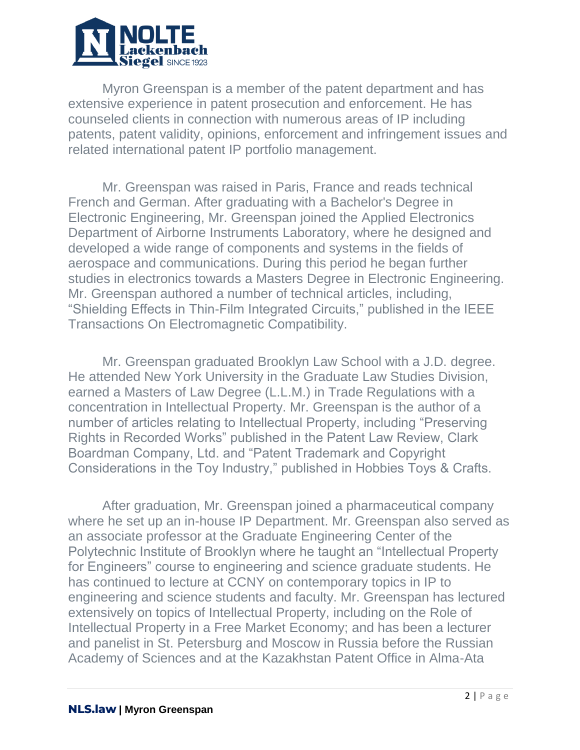Myron Greenspan is a member of the patent department and has extensive experience in patent prosecution and enforcement. He has counseled clients in connection with numerous areas of IP including patents, patent validity, opinions, enforcement and infringement issues and related international patent IP portfolio management.

Mr. Greenspan was raised in Paris, France and reads technical French and German. After graduating with a Bachelor's Degree in Electronic Engineering, Mr. Greenspan joined the Applied Electronics Department of Airborne Instruments Laboratory, where he designed and developed a wide range of components and systems in the fields of aerospace and communications. During this period he began further studies in electronics towards a Masters Degree in Electronic Engineering. Mr. Greenspan authored a number of technical articles, including, "Shielding Effects in Thin-Film Integrated Circuits," published in the IEEE Transactions On Electromagnetic Compatibility.

Mr. Greenspan graduated Brooklyn Law School with a J.D. degree. He attended New York University in the Graduate Law Studies Division, earned a Masters of Law Degree (L.L.M.) in Trade Regulations with a concentration in Intellectual Property. Mr. Greenspan is the author of a number of articles relating to Intellectual Property, including "Preserving Rights in Recorded Works" published in the Patent Law Review, Clark Boardman Company, Ltd. and "Patent Trademark and Copyright Considerations in the Toy Industry," published in Hobbies Toys & Crafts.

After graduation, Mr. Greenspan joined a pharmaceutical company where he set up an in-house IP Department. Mr. Greenspan also served as an associate professor at the Graduate Engineering Center of the Polytechnic Institute of Brooklyn where he taught an "Intellectual Property for Engineers" course to engineering and science graduate students. He has continued to lecture at CCNY on contemporary topics in IP to engineering and science students and faculty. Mr. Greenspan has lectured extensively on topics of Intellectual Property, including on the Role of Intellectual Property in a Free Market Economy; and has been a lecturer and panelist in St. Petersburg and Moscow in Russia before the Russian Academy of Sciences and at the Kazakhstan Patent Office in Alma-Ata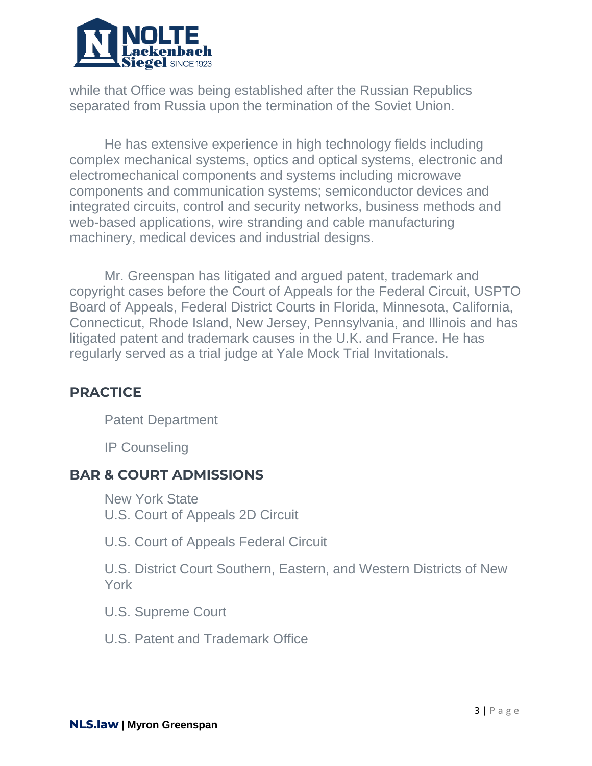while that Office was being established after the Russian Republics separated from Russia upon the termination of the Soviet Union.

He has extensive experience in high technology fields including complex mechanical systems, optics and optical systems, electronic and electromechanical components and systems including microwave components and communication systems; semiconductor devices and integrated circuits, control and security networks, business methods and web-based applications, wire stranding and cable manufacturing machinery, medical devices and industrial designs.

Mr. Greenspan has litigated and argued patent, trademark and copyright cases before the Court of Appeals for the Federal Circuit, USPTO Board of Appeals, Federal District Courts in Florida, Minnesota, California, Connecticut, Rhode Island, New Jersey, Pennsylvania, and Illinois and has litigated patent and trademark causes in the U.K. and France. He has regularly served as a trial judge at Yale Mock Trial Invitationals.

## PRACTICE

Patent Department

IP Counseling

## BAR & COURT ADMISSIONS

New York State
U.S. Court of Appeals 2D Circuit

U.S. Court of Appeals Federal Circuit

U.S. District Court Southern, Eastern, and Western Districts of New York

U.S. Supreme Court

U.S. Patent and Trademark Office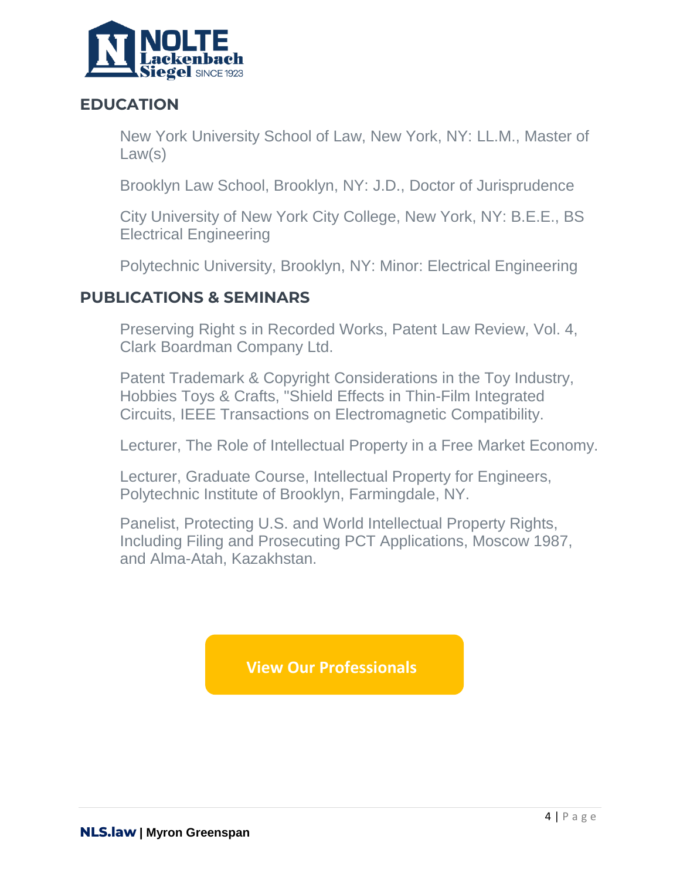## EDUCATION

New York University School of Law, New York, NY: LL.M., Master of Law(s)

Brooklyn Law School, Brooklyn, NY: J.D., Doctor of Jurisprudence

City University of New York City College, New York, NY: B.E.E., BS Electrical Engineering

Polytechnic University, Brooklyn, NY: Minor: Electrical Engineering

## PUBLICATIONS & SEMINARS

Preserving Right s in Recorded Works, Patent Law Review, Vol. 4, Clark Boardman Company Ltd.

Patent Trademark & Copyright Considerations in the Toy Industry, Hobbies Toys & Crafts, "Shield Effects in Thin-Film Integrated Circuits, IEEE Transactions on Electromagnetic Compatibility.

Lecturer, The Role of Intellectual Property in a Free Market Economy.

Lecturer, Graduate Course, Intellectual Property for Engineers, Polytechnic Institute of Brooklyn, Farmingdale, NY.

Panelist, Protecting U.S. and World Intellectual Property Rights, Including Filing and Prosecuting PCT Applications, Moscow 1987, and Alma-Atah, Kazakhstan.

View Our Professionals